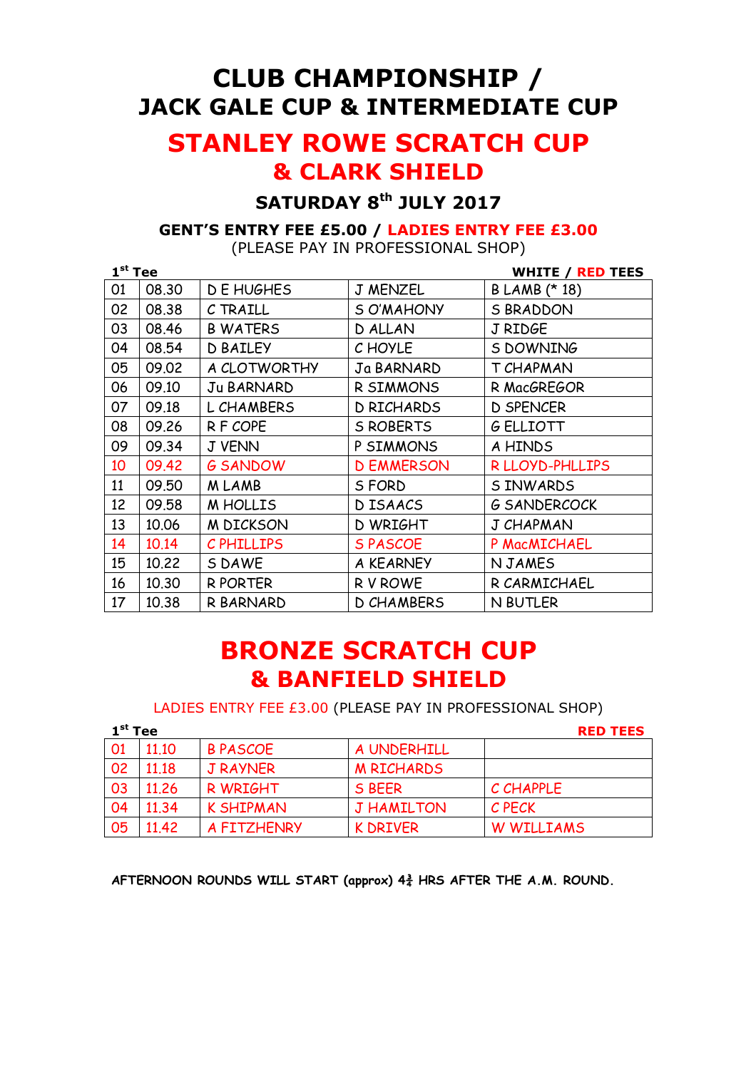# CLUB CHAMPIONSHIP / JACK GALE CUP & INTERMEDIATE CUP

# STANLEY ROWE SCRATCH CUP & CLARK SHIELD

### SATURDAY 8th JULY 2017

**GENT'S ENTRY FEE £5.00 / LADIES ENTRY FEE £3.00**
(PLEASE PAY IN PROFESSIONAL SHOP)

**1st Tee** — **WHITE / RED TEES**

| | | | | |
|---|---|---|---|---|
| 01 | 08.30 | D E HUGHES | J MENZEL | B LAMB (* 18) |
| 02 | 08.38 | C TRAILL | S O'MAHONY | S BRADDON |
| 03 | 08.46 | B WATERS | D ALLAN | J RIDGE |
| 04 | 08.54 | D BAILEY | C HOYLE | S DOWNING |
| 05 | 09.02 | A CLOTWORTHY | Ja BARNARD | T CHAPMAN |
| 06 | 09.10 | Ju BARNARD | R SIMMONS | R MacGREGOR |
| 07 | 09.18 | L CHAMBERS | D RICHARDS | D SPENCER |
| 08 | 09.26 | R F COPE | S ROBERTS | G ELLIOTT |
| 09 | 09.34 | J VENN | P SIMMONS | A HINDS |
| 10 | 09.42 | G SANDOW | D EMMERSON | R LLOYD-PHLLIPS |
| 11 | 09.50 | M LAMB | S FORD | S INWARDS |
| 12 | 09.58 | M HOLLIS | D ISAACS | G SANDERCOCK |
| 13 | 10.06 | M DICKSON | D WRIGHT | J CHAPMAN |
| 14 | 10.14 | C PHILLIPS | S PASCOE | P MacMICHAEL |
| 15 | 10.22 | S DAWE | A KEARNEY | N JAMES |
| 16 | 10.30 | R PORTER | R V ROWE | R CARMICHAEL |
| 17 | 10.38 | R BARNARD | D CHAMBERS | N BUTLER |

# BRONZE SCRATCH CUP & BANFIELD SHIELD

LADIES ENTRY FEE £3.00 (PLEASE PAY IN PROFESSIONAL SHOP)

**1st Tee** — **RED TEES**

| | | | | |
|---|---|---|---|---|
| 01 | 11.10 | B PASCOE | A UNDERHILL | |
| 02 | 11.18 | J RAYNER | M RICHARDS | |
| 03 | 11.26 | R WRIGHT | S BEER | C CHAPPLE |
| 04 | 11.34 | K SHIPMAN | J HAMILTON | C PECK |
| 05 | 11.42 | A FITZHENRY | K DRIVER | W WILLIAMS |

**AFTERNOON ROUNDS WILL START (approx) 4¾ HRS AFTER THE A.M. ROUND.**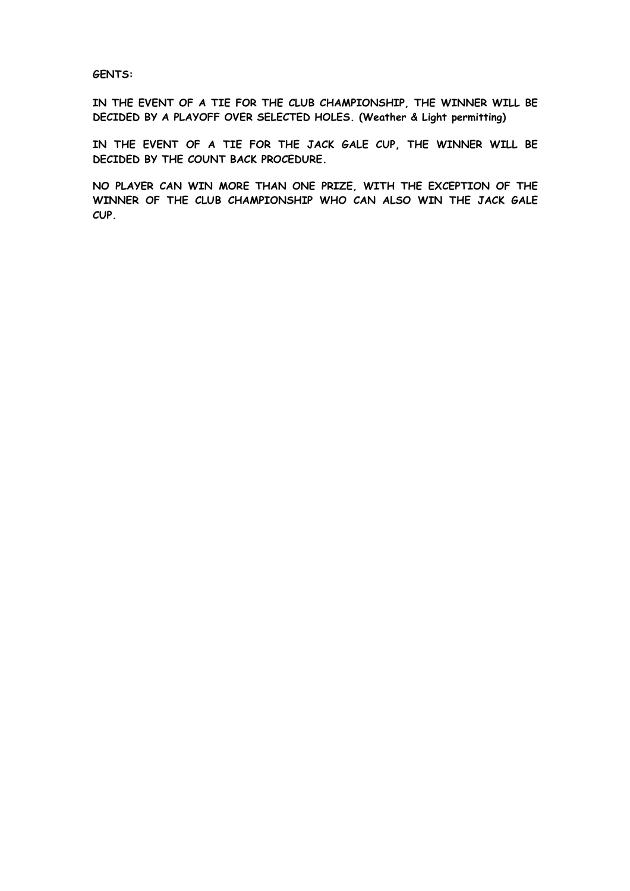**GENTS:**

**IN THE EVENT OF A TIE FOR THE CLUB CHAMPIONSHIP, THE WINNER WILL BE DECIDED BY A PLAYOFF OVER SELECTED HOLES. (Weather & Light permitting)**

**IN THE EVENT OF A TIE FOR THE JACK GALE CUP, THE WINNER WILL BE DECIDED BY THE COUNT BACK PROCEDURE.**

**NO PLAYER CAN WIN MORE THAN ONE PRIZE, WITH THE EXCEPTION OF THE WINNER OF THE CLUB CHAMPIONSHIP WHO CAN ALSO WIN THE JACK GALE CUP.**